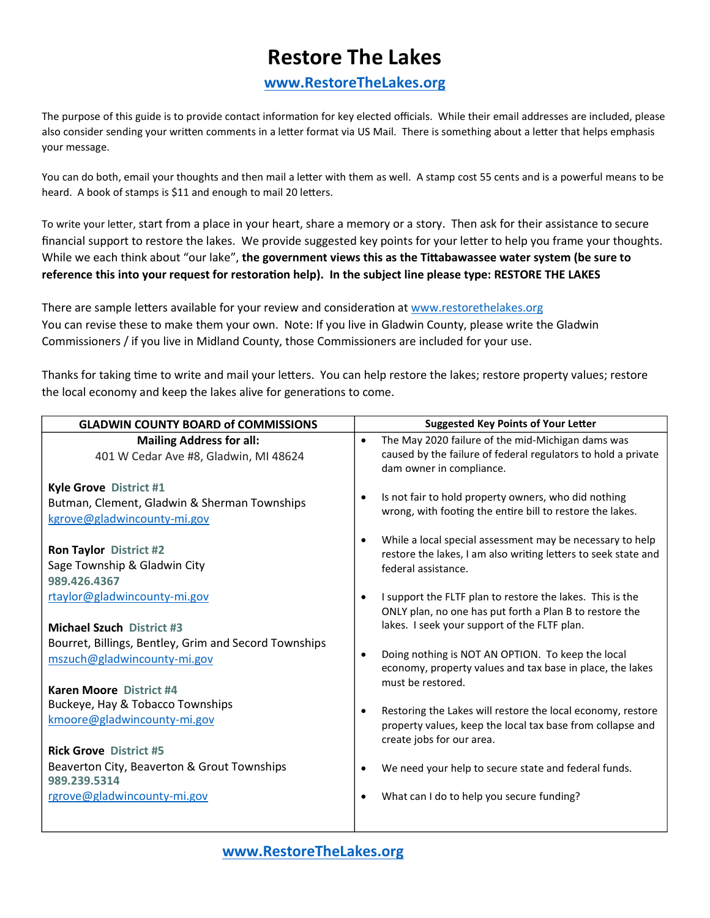# Restore The Lakes

## www.RestoreTheLakes.org

The purpose of this guide is to provide contact information for key elected officials. While their email addresses are included, please also consider sending your written comments in a letter format via US Mail. There is something about a letter that helps emphasis your message.

You can do both, email your thoughts and then mail a letter with them as well. A stamp cost 55 cents and is a powerful means to be heard. A book of stamps is $11 and enough to mail 20 letters.

To write your letter, start from a place in your heart, share a memory or a story. Then ask for their assistance to secure financial support to restore the lakes. We provide suggested key points for your letter to help you frame your thoughts. While we each think about "our lake", **the government views this as the Tittabawassee water system (be sure to reference this into your request for restoration help). In the subject line please type: RESTORE THE LAKES**

There are sample letters available for your review and consideration at www.restorethelakes.org
You can revise these to make them your own. Note: If you live in Gladwin County, please write the Gladwin Commissioners / if you live in Midland County, those Commissioners are included for your use.

Thanks for taking time to write and mail your letters. You can help restore the lakes; restore property values; restore the local economy and keep the lakes alive for generations to come.

| GLADWIN COUNTY BOARD of COMMISSIONS | Suggested Key Points of Your Letter |
|---|---|
| **Mailing Address for all:**<br>401 W Cedar Ave #8, Gladwin, MI 48624<br><br>**Kyle Grove** District #1<br>Butman, Clement, Gladwin & Sherman Townships<br>kgrove@gladwincounty-mi.gov<br><br>**Ron Taylor** District #2<br>Sage Township & Gladwin City<br>989.426.4367<br>rtaylor@gladwincounty-mi.gov<br><br>**Michael Szuch** District #3<br>Bourret, Billings, Bentley, Grim and Secord Townships<br>mszuch@gladwincounty-mi.gov<br><br>**Karen Moore** District #4<br>Buckeye, Hay & Tobacco Townships<br>kmoore@gladwincounty-mi.gov<br><br>**Rick Grove** District #5<br>Beaverton City, Beaverton & Grout Townships<br>989.239.5314<br>rgrove@gladwincounty-mi.gov | • The May 2020 failure of the mid-Michigan dams was caused by the failure of federal regulators to hold a private dam owner in compliance.<br><br>• Is not fair to hold property owners, who did nothing wrong, with footing the entire bill to restore the lakes.<br><br>• While a local special assessment may be necessary to help restore the lakes, I am also writing letters to seek state and federal assistance.<br><br>• I support the FLTF plan to restore the lakes. This is the ONLY plan, no one has put forth a Plan B to restore the lakes. I seek your support of the FLTF plan.<br><br>• Doing nothing is NOT AN OPTION. To keep the local economy, property values and tax base in place, the lakes must be restored.<br><br>• Restoring the Lakes will restore the local economy, restore property values, keep the local tax base from collapse and create jobs for our area.<br><br>• We need your help to secure state and federal funds.<br><br>• What can I do to help you secure funding? |

**www.RestoreTheLakes.org**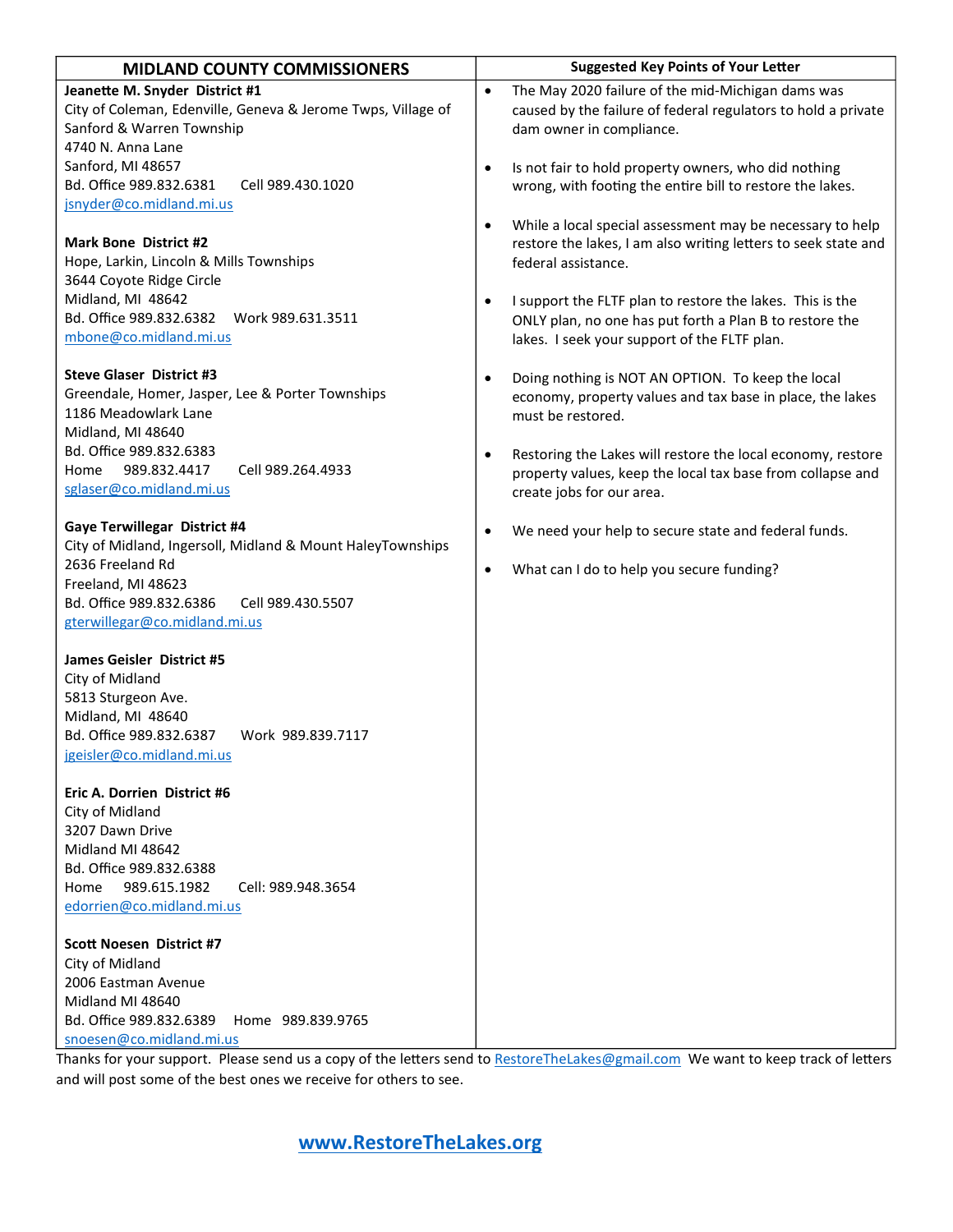| MIDLAND COUNTY COMMISSIONERS | Suggested Key Points of Your Letter |
| --- | --- |
| **Jeanette M. Snyder District #1**<br>City of Coleman, Edenville, Geneva & Jerome Twps, Village of Sanford & Warren Township<br>4740 N. Anna Lane<br>Sanford, MI 48657<br>Bd. Office 989.832.6381 Cell 989.430.1020<br>jsnyder@co.midland.mi.us<br><br>**Mark Bone District #2**<br>Hope, Larkin, Lincoln & Mills Townships<br>3644 Coyote Ridge Circle<br>Midland, MI 48642<br>Bd. Office 989.832.6382 Work 989.631.3511<br>mbone@co.midland.mi.us<br><br>**Steve Glaser District #3**<br>Greendale, Homer, Jasper, Lee & Porter Townships<br>1186 Meadowlark Lane<br>Midland, MI 48640<br>Bd. Office 989.832.6383<br>Home 989.832.4417 Cell 989.264.4933<br>sglaser@co.midland.mi.us<br><br>**Gaye Terwillegar District #4**<br>City of Midland, Ingersoll, Midland & Mount HaleyTownships<br>2636 Freeland Rd<br>Freeland, MI 48623<br>Bd. Office 989.832.6386 Cell 989.430.5507<br>gterwillegar@co.midland.mi.us<br><br>**James Geisler District #5**<br>City of Midland<br>5813 Sturgeon Ave.<br>Midland, MI 48640<br>Bd. Office 989.832.6387 Work 989.839.7117<br>jgeisler@co.midland.mi.us<br><br>**Eric A. Dorrien District #6**<br>City of Midland<br>3207 Dawn Drive<br>Midland MI 48642<br>Bd. Office 989.832.6388<br>Home 989.615.1982 Cell: 989.948.3654<br>edorrien@co.midland.mi.us<br><br>**Scott Noesen District #7**<br>City of Midland<br>2006 Eastman Avenue<br>Midland MI 48640<br>Bd. Office 989.832.6389 Home 989.839.9765<br>snoesen@co.midland.mi.us | • The May 2020 failure of the mid-Michigan dams was caused by the failure of federal regulators to hold a private dam owner in compliance.<br><br>• Is not fair to hold property owners, who did nothing wrong, with footing the entire bill to restore the lakes.<br><br>• While a local special assessment may be necessary to help restore the lakes, I am also writing letters to seek state and federal assistance.<br><br>• I support the FLTF plan to restore the lakes. This is the ONLY plan, no one has put forth a Plan B to restore the lakes. I seek your support of the FLTF plan.<br><br>• Doing nothing is NOT AN OPTION. To keep the local economy, property values and tax base in place, the lakes must be restored.<br><br>• Restoring the Lakes will restore the local economy, restore property values, keep the local tax base from collapse and create jobs for our area.<br><br>• We need your help to secure state and federal funds.<br><br>• What can I do to help you secure funding? |

Thanks for your support. Please send us a copy of the letters send to RestoreTheLakes@gmail.com We want to keep track of letters and will post some of the best ones we receive for others to see.

**www.RestoreTheLakes.org**